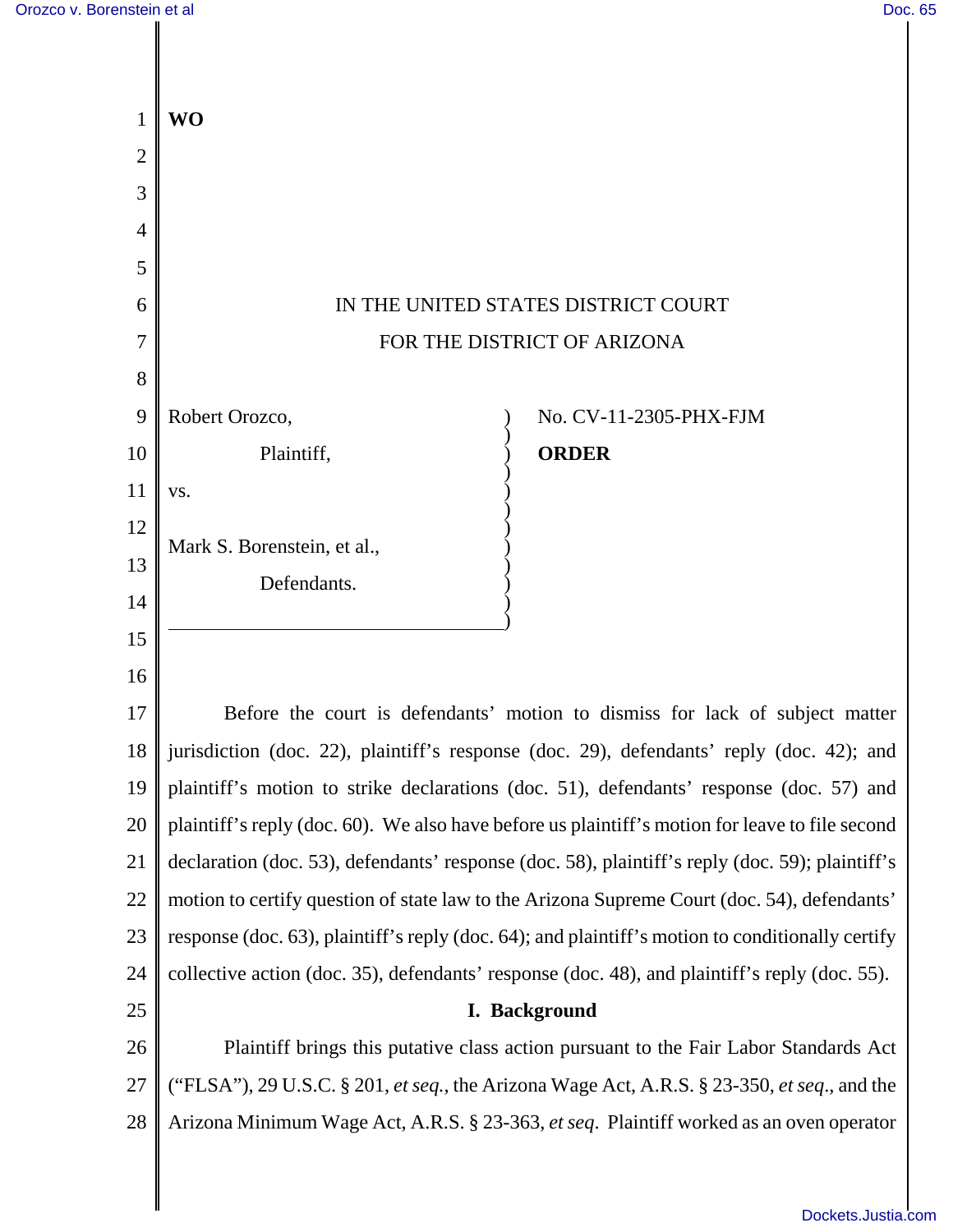**WO**

IN THE UNITED STATES DISTRICT COURT
FOR THE DISTRICT OF ARIZONA

Robert Orozco,

Plaintiff,

vs.

Mark S. Borenstein, et al.,

Defendants.

No. CV-11-2305-PHX-FJM

**ORDER**

Before the court is defendants' motion to dismiss for lack of subject matter jurisdiction (doc. 22), plaintiff's response (doc. 29), defendants' reply (doc. 42); and plaintiff's motion to strike declarations (doc. 51), defendants' response (doc. 57) and plaintiff's reply (doc. 60). We also have before us plaintiff's motion for leave to file second declaration (doc. 53), defendants' response (doc. 58), plaintiff's reply (doc. 59); plaintiff's motion to certify question of state law to the Arizona Supreme Court (doc. 54), defendants' response (doc. 63), plaintiff's reply (doc. 64); and plaintiff's motion to conditionally certify collective action (doc. 35), defendants' response (doc. 48), and plaintiff's reply (doc. 55).

## I. Background

Plaintiff brings this putative class action pursuant to the Fair Labor Standards Act ("FLSA"), 29 U.S.C. § 201, *et seq.*, the Arizona Wage Act, A.R.S. § 23-350, *et seq*., and the Arizona Minimum Wage Act, A.R.S. § 23-363, *et seq*. Plaintiff worked as an oven operator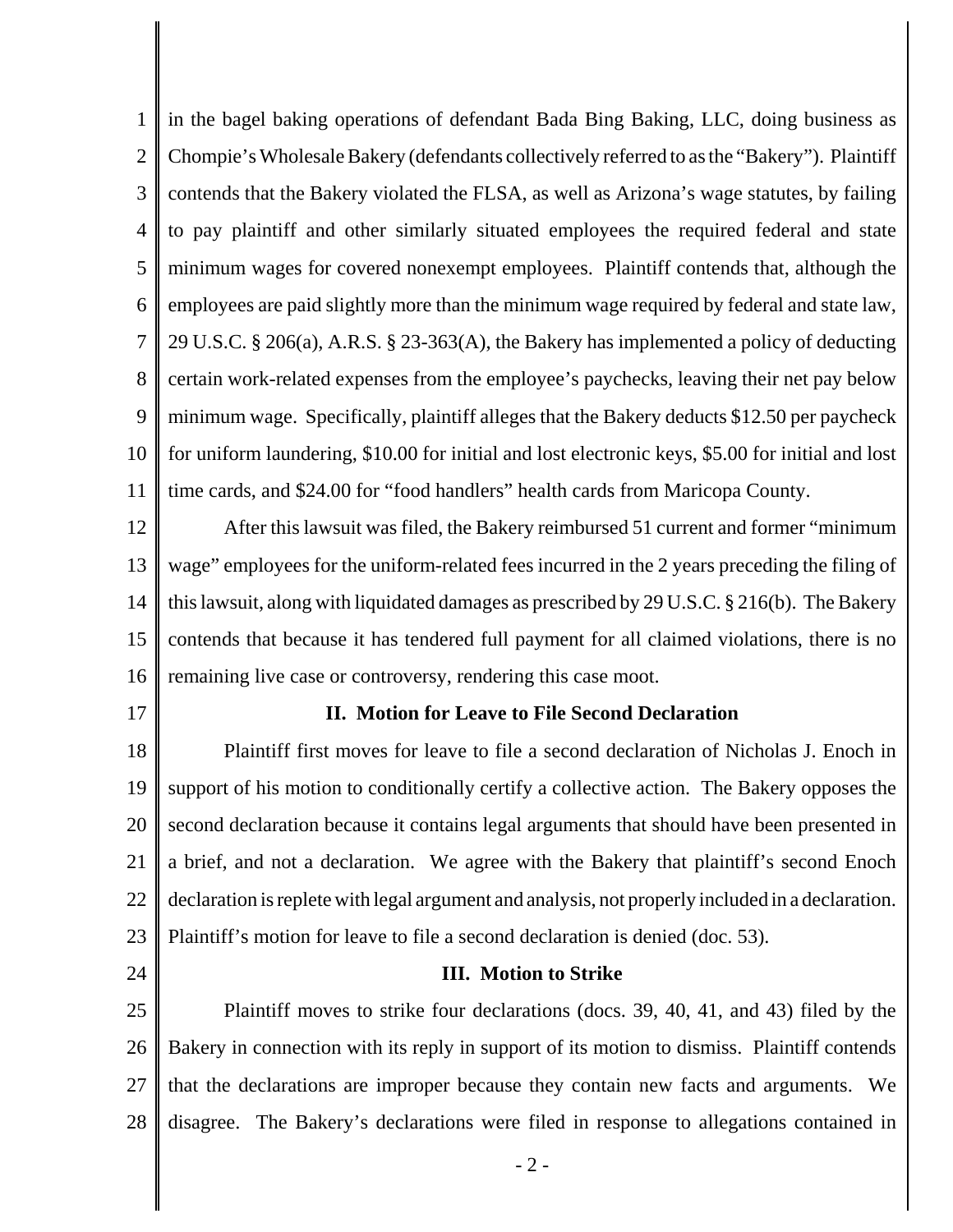in the bagel baking operations of defendant Bada Bing Baking, LLC, doing business as Chompie's Wholesale Bakery (defendants collectively referred to as the "Bakery"). Plaintiff contends that the Bakery violated the FLSA, as well as Arizona's wage statutes, by failing to pay plaintiff and other similarly situated employees the required federal and state minimum wages for covered nonexempt employees. Plaintiff contends that, although the employees are paid slightly more than the minimum wage required by federal and state law, 29 U.S.C. § 206(a), A.R.S. § 23-363(A), the Bakery has implemented a policy of deducting certain work-related expenses from the employee's paychecks, leaving their net pay below minimum wage. Specifically, plaintiff alleges that the Bakery deducts $12.50 per paycheck for uniform laundering, $10.00 for initial and lost electronic keys, $5.00 for initial and lost time cards, and $24.00 for "food handlers" health cards from Maricopa County.

After this lawsuit was filed, the Bakery reimbursed 51 current and former "minimum wage" employees for the uniform-related fees incurred in the 2 years preceding the filing of this lawsuit, along with liquidated damages as prescribed by 29 U.S.C. § 216(b). The Bakery contends that because it has tendered full payment for all claimed violations, there is no remaining live case or controversy, rendering this case moot.

## II. Motion for Leave to File Second Declaration

Plaintiff first moves for leave to file a second declaration of Nicholas J. Enoch in support of his motion to conditionally certify a collective action. The Bakery opposes the second declaration because it contains legal arguments that should have been presented in a brief, and not a declaration. We agree with the Bakery that plaintiff's second Enoch declaration is replete with legal argument and analysis, not properly included in a declaration. Plaintiff's motion for leave to file a second declaration is denied (doc. 53).

## III. Motion to Strike

Plaintiff moves to strike four declarations (docs. 39, 40, 41, and 43) filed by the Bakery in connection with its reply in support of its motion to dismiss. Plaintiff contends that the declarations are improper because they contain new facts and arguments. We disagree. The Bakery's declarations were filed in response to allegations contained in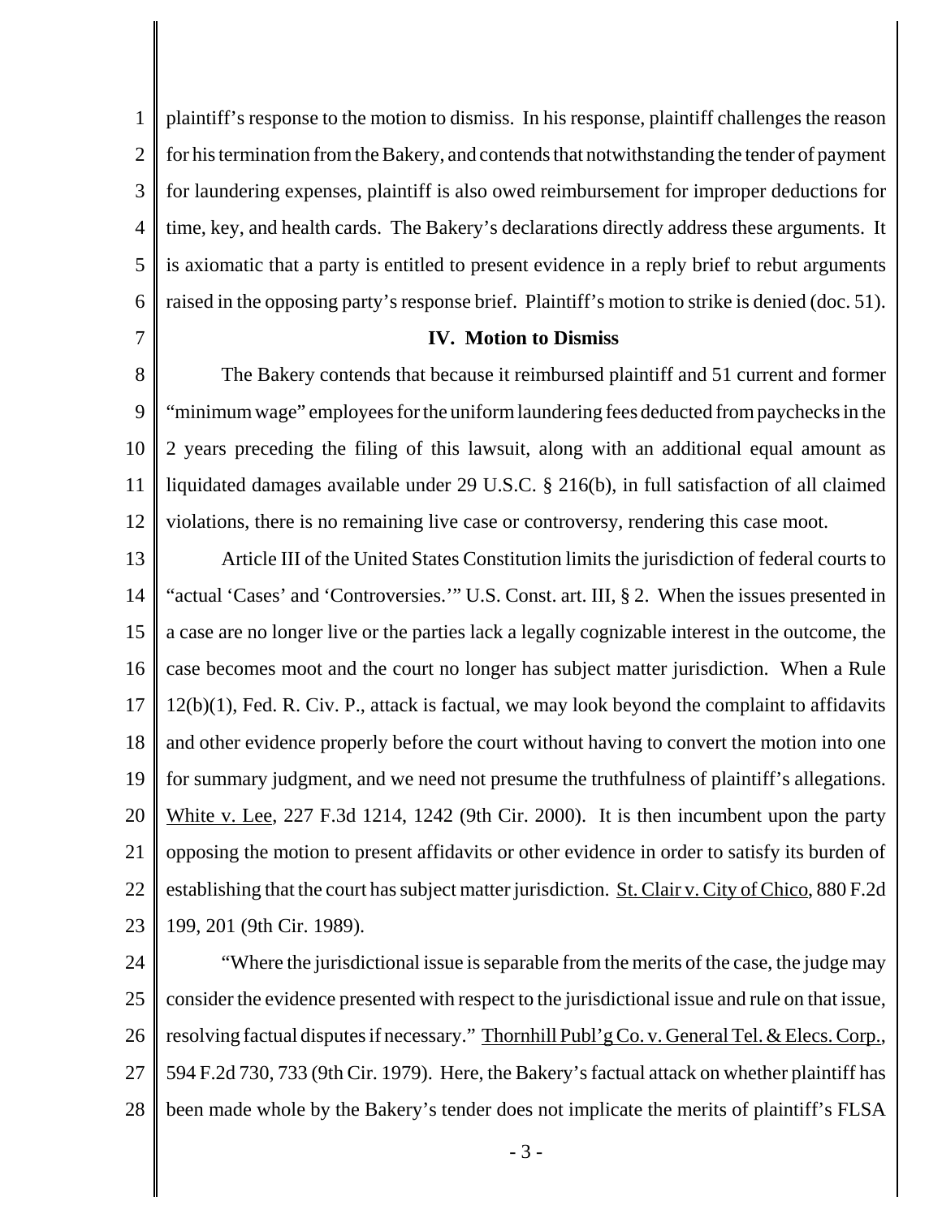plaintiff's response to the motion to dismiss. In his response, plaintiff challenges the reason for his termination from the Bakery, and contends that notwithstanding the tender of payment for laundering expenses, plaintiff is also owed reimbursement for improper deductions for time, key, and health cards. The Bakery's declarations directly address these arguments. It is axiomatic that a party is entitled to present evidence in a reply brief to rebut arguments raised in the opposing party's response brief. Plaintiff's motion to strike is denied (doc. 51).

## IV. Motion to Dismiss

The Bakery contends that because it reimbursed plaintiff and 51 current and former "minimum wage" employees for the uniform laundering fees deducted from paychecks in the 2 years preceding the filing of this lawsuit, along with an additional equal amount as liquidated damages available under 29 U.S.C. § 216(b), in full satisfaction of all claimed violations, there is no remaining live case or controversy, rendering this case moot.

Article III of the United States Constitution limits the jurisdiction of federal courts to "actual 'Cases' and 'Controversies.'" U.S. Const. art. III, § 2. When the issues presented in a case are no longer live or the parties lack a legally cognizable interest in the outcome, the case becomes moot and the court no longer has subject matter jurisdiction. When a Rule 12(b)(1), Fed. R. Civ. P., attack is factual, we may look beyond the complaint to affidavits and other evidence properly before the court without having to convert the motion into one for summary judgment, and we need not presume the truthfulness of plaintiff's allegations. White v. Lee, 227 F.3d 1214, 1242 (9th Cir. 2000). It is then incumbent upon the party opposing the motion to present affidavits or other evidence in order to satisfy its burden of establishing that the court has subject matter jurisdiction. St. Clair v. City of Chico, 880 F.2d 199, 201 (9th Cir. 1989).

"Where the jurisdictional issue is separable from the merits of the case, the judge may consider the evidence presented with respect to the jurisdictional issue and rule on that issue, resolving factual disputes if necessary." Thornhill Publ'g Co. v. General Tel. & Elecs. Corp., 594 F.2d 730, 733 (9th Cir. 1979). Here, the Bakery's factual attack on whether plaintiff has been made whole by the Bakery's tender does not implicate the merits of plaintiff's FLSA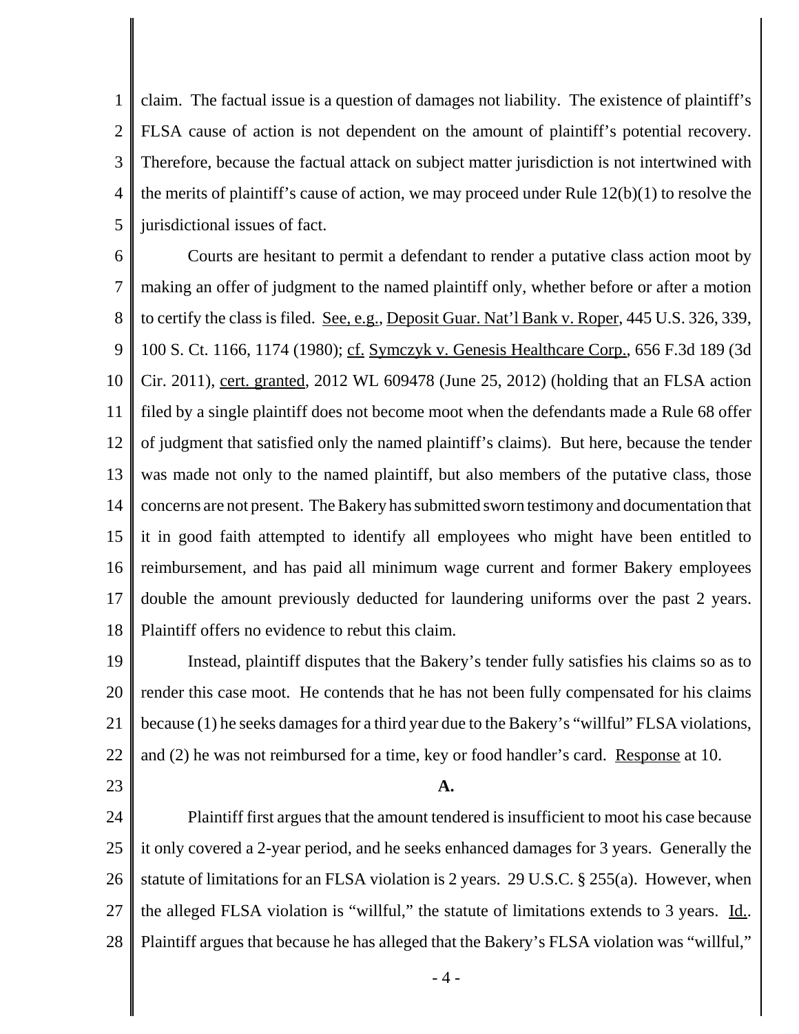claim. The factual issue is a question of damages not liability. The existence of plaintiff's FLSA cause of action is not dependent on the amount of plaintiff's potential recovery. Therefore, because the factual attack on subject matter jurisdiction is not intertwined with the merits of plaintiff's cause of action, we may proceed under Rule 12(b)(1) to resolve the jurisdictional issues of fact.

Courts are hesitant to permit a defendant to render a putative class action moot by making an offer of judgment to the named plaintiff only, whether before or after a motion to certify the class is filed. See, e.g., Deposit Guar. Nat'l Bank v. Roper, 445 U.S. 326, 339, 100 S. Ct. 1166, 1174 (1980); cf. Symczyk v. Genesis Healthcare Corp., 656 F.3d 189 (3d Cir. 2011), cert. granted, 2012 WL 609478 (June 25, 2012) (holding that an FLSA action filed by a single plaintiff does not become moot when the defendants made a Rule 68 offer of judgment that satisfied only the named plaintiff's claims). But here, because the tender was made not only to the named plaintiff, but also members of the putative class, those concerns are not present. The Bakery has submitted sworn testimony and documentation that it in good faith attempted to identify all employees who might have been entitled to reimbursement, and has paid all minimum wage current and former Bakery employees double the amount previously deducted for laundering uniforms over the past 2 years. Plaintiff offers no evidence to rebut this claim.

Instead, plaintiff disputes that the Bakery's tender fully satisfies his claims so as to render this case moot. He contends that he has not been fully compensated for his claims because (1) he seeks damages for a third year due to the Bakery's "willful" FLSA violations, and (2) he was not reimbursed for a time, key or food handler's card. Response at 10.

**A.**

Plaintiff first argues that the amount tendered is insufficient to moot his case because it only covered a 2-year period, and he seeks enhanced damages for 3 years. Generally the statute of limitations for an FLSA violation is 2 years. 29 U.S.C. § 255(a). However, when the alleged FLSA violation is "willful," the statute of limitations extends to 3 years. Id.. Plaintiff argues that because he has alleged that the Bakery's FLSA violation was "willful,"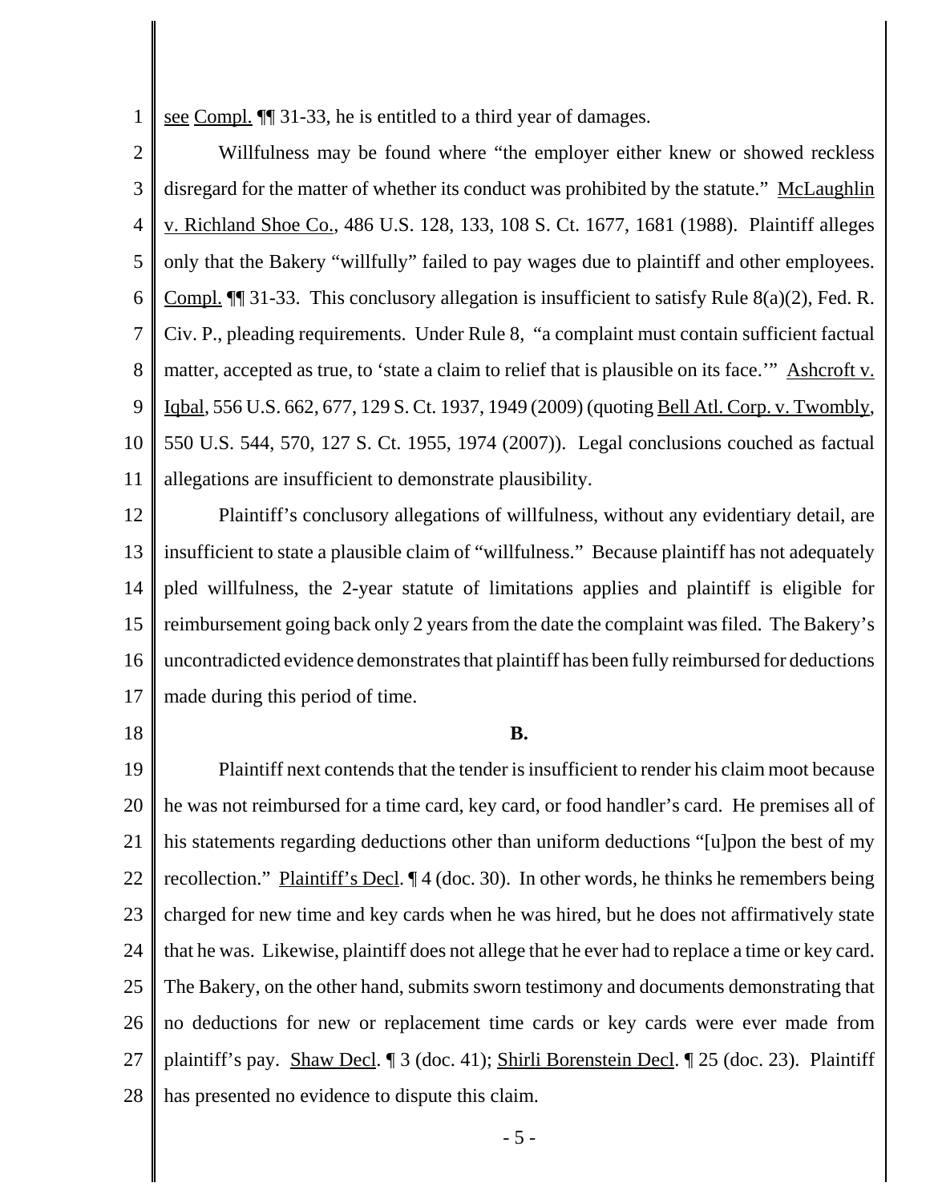see Compl. ¶¶ 31-33, he is entitled to a third year of damages.

Willfulness may be found where "the employer either knew or showed reckless disregard for the matter of whether its conduct was prohibited by the statute." McLaughlin v. Richland Shoe Co., 486 U.S. 128, 133, 108 S. Ct. 1677, 1681 (1988). Plaintiff alleges only that the Bakery "willfully" failed to pay wages due to plaintiff and other employees. Compl. ¶¶ 31-33. This conclusory allegation is insufficient to satisfy Rule 8(a)(2), Fed. R. Civ. P., pleading requirements. Under Rule 8, "a complaint must contain sufficient factual matter, accepted as true, to 'state a claim to relief that is plausible on its face.'" Ashcroft v. Iqbal, 556 U.S. 662, 677, 129 S. Ct. 1937, 1949 (2009) (quoting Bell Atl. Corp. v. Twombly, 550 U.S. 544, 570, 127 S. Ct. 1955, 1974 (2007)). Legal conclusions couched as factual allegations are insufficient to demonstrate plausibility.

Plaintiff's conclusory allegations of willfulness, without any evidentiary detail, are insufficient to state a plausible claim of "willfulness." Because plaintiff has not adequately pled willfulness, the 2-year statute of limitations applies and plaintiff is eligible for reimbursement going back only 2 years from the date the complaint was filed. The Bakery's uncontradicted evidence demonstrates that plaintiff has been fully reimbursed for deductions made during this period of time.

**B.**

Plaintiff next contends that the tender is insufficient to render his claim moot because he was not reimbursed for a time card, key card, or food handler's card. He premises all of his statements regarding deductions other than uniform deductions "[u]pon the best of my recollection." Plaintiff's Decl. ¶ 4 (doc. 30). In other words, he thinks he remembers being charged for new time and key cards when he was hired, but he does not affirmatively state that he was. Likewise, plaintiff does not allege that he ever had to replace a time or key card. The Bakery, on the other hand, submits sworn testimony and documents demonstrating that no deductions for new or replacement time cards or key cards were ever made from plaintiff's pay. Shaw Decl. ¶ 3 (doc. 41); Shirli Borenstein Decl. ¶ 25 (doc. 23). Plaintiff has presented no evidence to dispute this claim.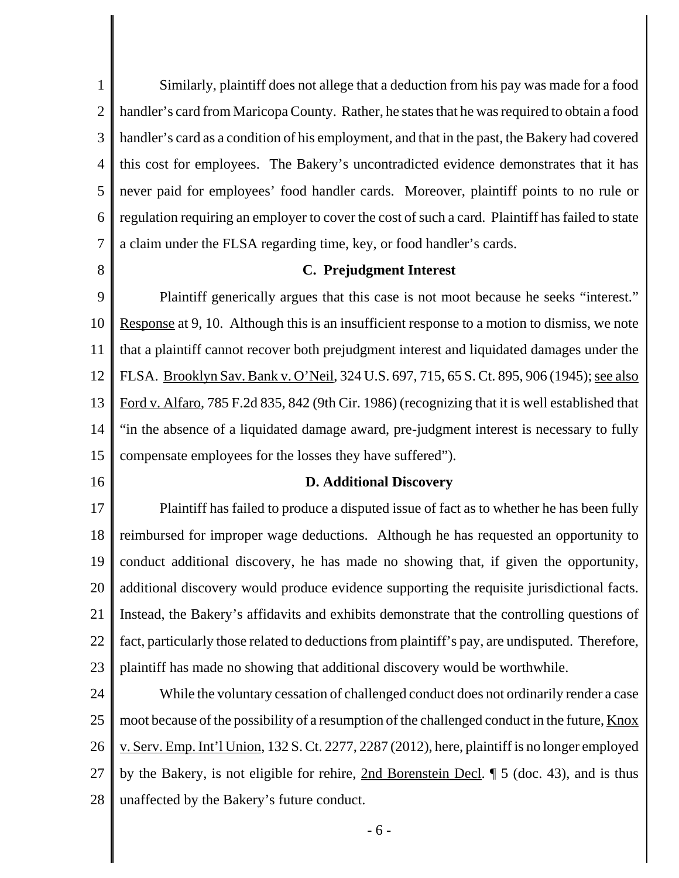Similarly, plaintiff does not allege that a deduction from his pay was made for a food handler's card from Maricopa County. Rather, he states that he was required to obtain a food handler's card as a condition of his employment, and that in the past, the Bakery had covered this cost for employees. The Bakery's uncontradicted evidence demonstrates that it has never paid for employees' food handler cards. Moreover, plaintiff points to no rule or regulation requiring an employer to cover the cost of such a card. Plaintiff has failed to state a claim under the FLSA regarding time, key, or food handler's cards.

### C. Prejudgment Interest

Plaintiff generically argues that this case is not moot because he seeks "interest." Response at 9, 10. Although this is an insufficient response to a motion to dismiss, we note that a plaintiff cannot recover both prejudgment interest and liquidated damages under the FLSA. Brooklyn Sav. Bank v. O'Neil, 324 U.S. 697, 715, 65 S. Ct. 895, 906 (1945); see also Ford v. Alfaro, 785 F.2d 835, 842 (9th Cir. 1986) (recognizing that it is well established that "in the absence of a liquidated damage award, pre-judgment interest is necessary to fully compensate employees for the losses they have suffered").

### D. Additional Discovery

Plaintiff has failed to produce a disputed issue of fact as to whether he has been fully reimbursed for improper wage deductions. Although he has requested an opportunity to conduct additional discovery, he has made no showing that, if given the opportunity, additional discovery would produce evidence supporting the requisite jurisdictional facts. Instead, the Bakery's affidavits and exhibits demonstrate that the controlling questions of fact, particularly those related to deductions from plaintiff's pay, are undisputed. Therefore, plaintiff has made no showing that additional discovery would be worthwhile.

While the voluntary cessation of challenged conduct does not ordinarily render a case moot because of the possibility of a resumption of the challenged conduct in the future, Knox v. Serv. Emp. Int'l Union, 132 S. Ct. 2277, 2287 (2012), here, plaintiff is no longer employed by the Bakery, is not eligible for rehire, 2nd Borenstein Decl. ¶ 5 (doc. 43), and is thus unaffected by the Bakery's future conduct.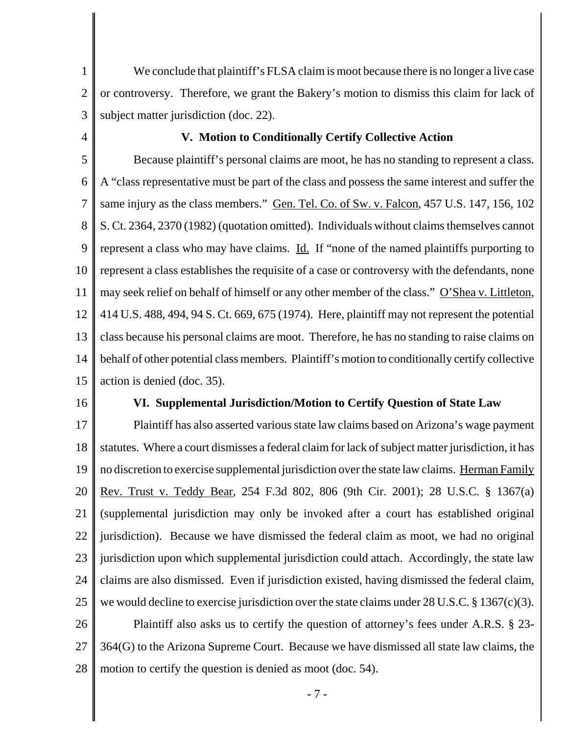We conclude that plaintiff's FLSA claim is moot because there is no longer a live case or controversy. Therefore, we grant the Bakery's motion to dismiss this claim for lack of subject matter jurisdiction (doc. 22).

## V. Motion to Conditionally Certify Collective Action

Because plaintiff's personal claims are moot, he has no standing to represent a class. A "class representative must be part of the class and possess the same interest and suffer the same injury as the class members." Gen. Tel. Co. of Sw. v. Falcon, 457 U.S. 147, 156, 102 S. Ct. 2364, 2370 (1982) (quotation omitted). Individuals without claims themselves cannot represent a class who may have claims. Id. If "none of the named plaintiffs purporting to represent a class establishes the requisite of a case or controversy with the defendants, none may seek relief on behalf of himself or any other member of the class." O'Shea v. Littleton, 414 U.S. 488, 494, 94 S. Ct. 669, 675 (1974). Here, plaintiff may not represent the potential class because his personal claims are moot. Therefore, he has no standing to raise claims on behalf of other potential class members. Plaintiff's motion to conditionally certify collective action is denied (doc. 35).

## VI. Supplemental Jurisdiction/Motion to Certify Question of State Law

Plaintiff has also asserted various state law claims based on Arizona's wage payment statutes. Where a court dismisses a federal claim for lack of subject matter jurisdiction, it has no discretion to exercise supplemental jurisdiction over the state law claims. Herman Family Rev. Trust v. Teddy Bear, 254 F.3d 802, 806 (9th Cir. 2001); 28 U.S.C. § 1367(a) (supplemental jurisdiction may only be invoked after a court has established original jurisdiction). Because we have dismissed the federal claim as moot, we had no original jurisdiction upon which supplemental jurisdiction could attach. Accordingly, the state law claims are also dismissed. Even if jurisdiction existed, having dismissed the federal claim, we would decline to exercise jurisdiction over the state claims under 28 U.S.C. § 1367(c)(3).

Plaintiff also asks us to certify the question of attorney's fees under A.R.S. § 23-364(G) to the Arizona Supreme Court. Because we have dismissed all state law claims, the motion to certify the question is denied as moot (doc. 54).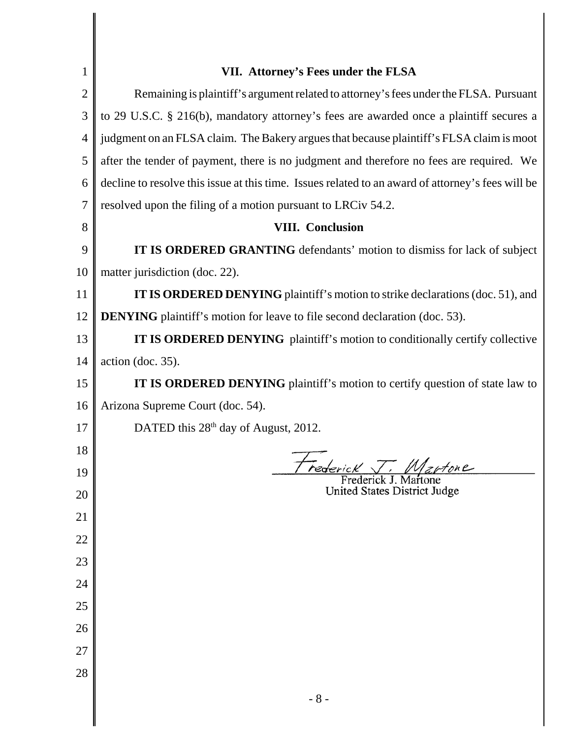## VII. Attorney's Fees under the FLSA

Remaining is plaintiff's argument related to attorney's fees under the FLSA. Pursuant to 29 U.S.C. § 216(b), mandatory attorney's fees are awarded once a plaintiff secures a judgment on an FLSA claim. The Bakery argues that because plaintiff's FLSA claim is moot after the tender of payment, there is no judgment and therefore no fees are required. We decline to resolve this issue at this time. Issues related to an award of attorney's fees will be resolved upon the filing of a motion pursuant to LRCiv 54.2.

## VIII. Conclusion

**IT IS ORDERED GRANTING** defendants' motion to dismiss for lack of subject matter jurisdiction (doc. 22).

**IT IS ORDERED DENYING** plaintiff's motion to strike declarations (doc. 51), and **DENYING** plaintiff's motion for leave to file second declaration (doc. 53).

**IT IS ORDERED DENYING** plaintiff's motion to conditionally certify collective action (doc. 35).

**IT IS ORDERED DENYING** plaintiff's motion to certify question of state law to Arizona Supreme Court (doc. 54).

DATED this 28th day of August, 2012.

Frederick J. Martone
United States District Judge